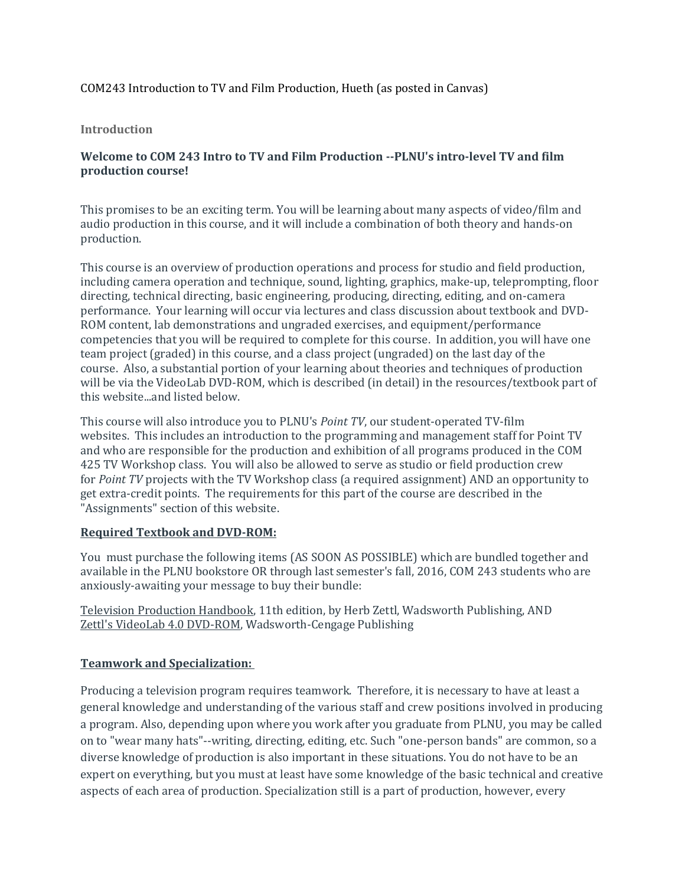COM243 Introduction to TV and Film Production, Hueth (as posted in Canvas)

## Introduction

### Welcome to COM 243 Intro to TV and Film Production --PLNU's intro-level TV and film production course!

This promises to be an exciting term. You will be learning about many aspects of video/film and audio production in this course, and it will include a combination of both theory and hands-on production.

This course is an overview of production operations and process for studio and field production, including camera operation and technique, sound, lighting, graphics, make-up, teleprompting, floor directing, technical directing, basic engineering, producing, directing, editing, and on-camera performance. Your learning will occur via lectures and class discussion about textbook and DVD-ROM content, lab demonstrations and ungraded exercises, and equipment/performance competencies that you will be required to complete for this course. In addition, you will have one team project (graded) in this course, and a class project (ungraded) on the last day of the course. Also, a substantial portion of your learning about theories and techniques of production will be via the VideoLab DVD-ROM, which is described (in detail) in the resources/textbook part of this website...and listed below.

This course will also introduce you to PLNU's *Point TV*, our student-operated TV-film websites. This includes an introduction to the programming and management staff for Point TV and who are responsible for the production and exhibition of all programs produced in the COM 425 TV Workshop class. You will also be allowed to serve as studio or field production crew for *Point TV* projects with the TV Workshop class (a required assignment) AND an opportunity to get extra-credit points. The requirements for this part of the course are described in the "Assignments" section of this website.

**Required Textbook and DVD-ROM:**

You must purchase the following items (AS SOON AS POSSIBLE) which are bundled together and available in the PLNU bookstore OR through last semester's fall, 2016, COM 243 students who are anxiously-awaiting your message to buy their bundle:

Television Production Handbook, 11th edition, by Herb Zettl, Wadsworth Publishing, AND
Zettl's VideoLab 4.0 DVD-ROM, Wadsworth-Cengage Publishing

**Teamwork and Specialization:**

Producing a television program requires teamwork. Therefore, it is necessary to have at least a general knowledge and understanding of the various staff and crew positions involved in producing a program. Also, depending upon where you work after you graduate from PLNU, you may be called on to "wear many hats"--writing, directing, editing, etc. Such "one-person bands" are common, so a diverse knowledge of production is also important in these situations. You do not have to be an expert on everything, but you must at least have some knowledge of the basic technical and creative aspects of each area of production. Specialization still is a part of production, however, every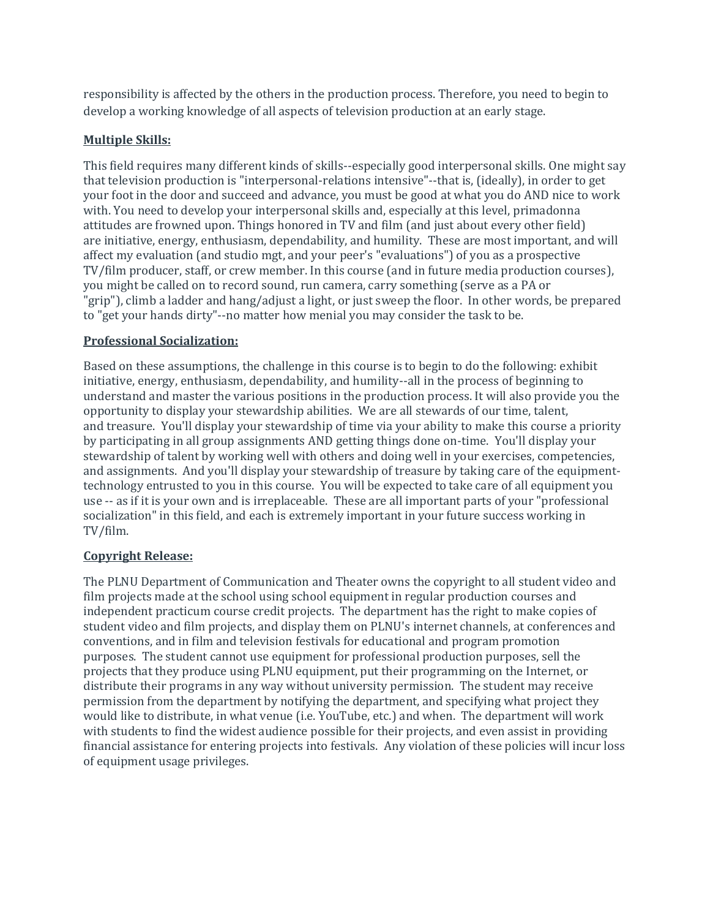responsibility is affected by the others in the production process. Therefore, you need to begin to develop a working knowledge of all aspects of television production at an early stage.

**Multiple Skills:**

This field requires many different kinds of skills--especially good interpersonal skills. One might say that television production is "interpersonal-relations intensive"--that is, (ideally), in order to get your foot in the door and succeed and advance, you must be good at what you do AND nice to work with. You need to develop your interpersonal skills and, especially at this level, primadonna attitudes are frowned upon. Things honored in TV and film (and just about every other field) are initiative, energy, enthusiasm, dependability, and humility. These are most important, and will affect my evaluation (and studio mgt, and your peer's "evaluations") of you as a prospective TV/film producer, staff, or crew member. In this course (and in future media production courses), you might be called on to record sound, run camera, carry something (serve as a PA or "grip"), climb a ladder and hang/adjust a light, or just sweep the floor. In other words, be prepared to "get your hands dirty"--no matter how menial you may consider the task to be.

**Professional Socialization:**

Based on these assumptions, the challenge in this course is to begin to do the following: exhibit initiative, energy, enthusiasm, dependability, and humility--all in the process of beginning to understand and master the various positions in the production process. It will also provide you the opportunity to display your stewardship abilities. We are all stewards of our time, talent, and treasure. You'll display your stewardship of time via your ability to make this course a priority by participating in all group assignments AND getting things done on-time. You'll display your stewardship of talent by working well with others and doing well in your exercises, competencies, and assignments. And you'll display your stewardship of treasure by taking care of the equipment-technology entrusted to you in this course. You will be expected to take care of all equipment you use -- as if it is your own and is irreplaceable. These are all important parts of your "professional socialization" in this field, and each is extremely important in your future success working in TV/film.

**Copyright Release:**

The PLNU Department of Communication and Theater owns the copyright to all student video and film projects made at the school using school equipment in regular production courses and independent practicum course credit projects. The department has the right to make copies of student video and film projects, and display them on PLNU's internet channels, at conferences and conventions, and in film and television festivals for educational and program promotion purposes. The student cannot use equipment for professional production purposes, sell the projects that they produce using PLNU equipment, put their programming on the Internet, or distribute their programs in any way without university permission. The student may receive permission from the department by notifying the department, and specifying what project they would like to distribute, in what venue (i.e. YouTube, etc.) and when. The department will work with students to find the widest audience possible for their projects, and even assist in providing financial assistance for entering projects into festivals. Any violation of these policies will incur loss of equipment usage privileges.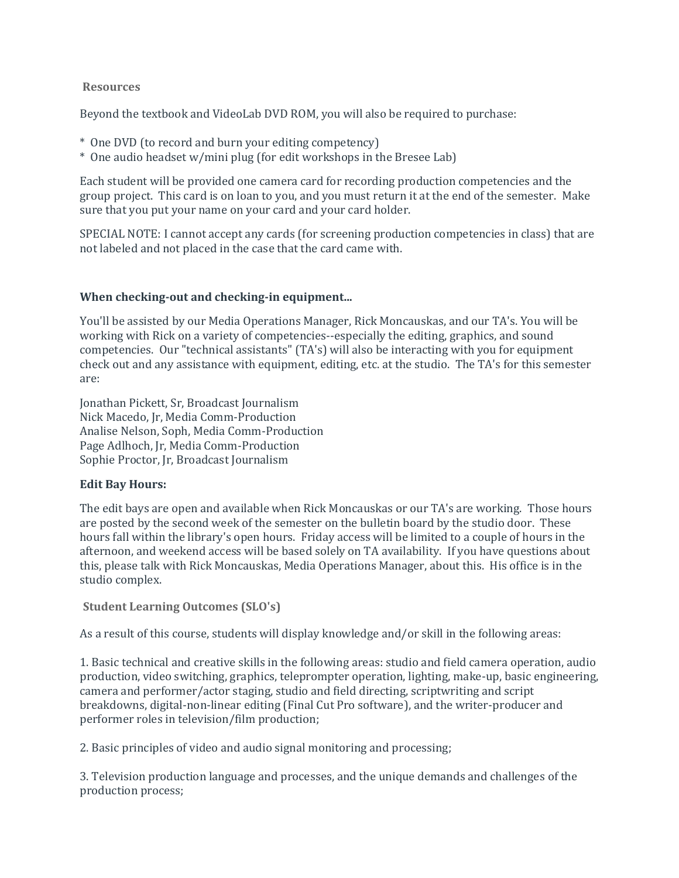## Resources

Beyond the textbook and VideoLab DVD ROM, you will also be required to purchase:

* One DVD (to record and burn your editing competency)
* One audio headset w/mini plug (for edit workshops in the Bresee Lab)

Each student will be provided one camera card for recording production competencies and the group project. This card is on loan to you, and you must return it at the end of the semester. Make sure that you put your name on your card and your card holder.

SPECIAL NOTE: I cannot accept any cards (for screening production competencies in class) that are not labeled and not placed in the case that the card came with.

**When checking-out and checking-in equipment...**

You'll be assisted by our Media Operations Manager, Rick Moncauskas, and our TA's. You will be working with Rick on a variety of competencies--especially the editing, graphics, and sound competencies. Our "technical assistants" (TA's) will also be interacting with you for equipment check out and any assistance with equipment, editing, etc. at the studio. The TA's for this semester are:

Jonathan Pickett, Sr, Broadcast Journalism
Nick Macedo, Jr, Media Comm-Production
Analise Nelson, Soph, Media Comm-Production
Page Adlhoch, Jr, Media Comm-Production
Sophie Proctor, Jr, Broadcast Journalism

**Edit Bay Hours:**

The edit bays are open and available when Rick Moncauskas or our TA's are working. Those hours are posted by the second week of the semester on the bulletin board by the studio door. These hours fall within the library's open hours. Friday access will be limited to a couple of hours in the afternoon, and weekend access will be based solely on TA availability. If you have questions about this, please talk with Rick Moncauskas, Media Operations Manager, about this. His office is in the studio complex.

## Student Learning Outcomes (SLO's)

As a result of this course, students will display knowledge and/or skill in the following areas:

1. Basic technical and creative skills in the following areas: studio and field camera operation, audio production, video switching, graphics, teleprompter operation, lighting, make-up, basic engineering, camera and performer/actor staging, studio and field directing, scriptwriting and script breakdowns, digital-non-linear editing (Final Cut Pro software), and the writer-producer and performer roles in television/film production;

2. Basic principles of video and audio signal monitoring and processing;

3. Television production language and processes, and the unique demands and challenges of the production process;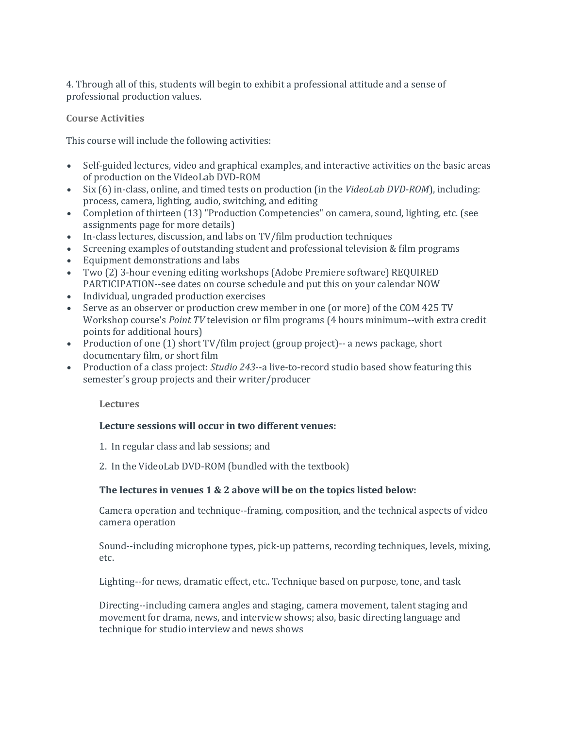4. Through all of this, students will begin to exhibit a professional attitude and a sense of professional production values.

### Course Activities

This course will include the following activities:

- Self-guided lectures, video and graphical examples, and interactive activities on the basic areas of production on the VideoLab DVD-ROM
- Six (6) in-class, online, and timed tests on production (in the *VideoLab DVD-ROM*), including: process, camera, lighting, audio, switching, and editing
- Completion of thirteen (13) "Production Competencies" on camera, sound, lighting, etc. (see assignments page for more details)
- In-class lectures, discussion, and labs on TV/film production techniques
- Screening examples of outstanding student and professional television & film programs
- Equipment demonstrations and labs
- Two (2) 3-hour evening editing workshops (Adobe Premiere software) REQUIRED PARTICIPATION--see dates on course schedule and put this on your calendar NOW
- Individual, ungraded production exercises
- Serve as an observer or production crew member in one (or more) of the COM 425 TV Workshop course's *Point TV* television or film programs (4 hours minimum--with extra credit points for additional hours)
- Production of one (1) short TV/film project (group project)-- a news package, short documentary film, or short film
- Production of a class project: *Studio 243*--a live-to-record studio based show featuring this semester's group projects and their writer/producer

#### Lectures

**Lecture sessions will occur in two different venues:**

1. In regular class and lab sessions; and

2. In the VideoLab DVD-ROM (bundled with the textbook)

**The lectures in venues 1 & 2 above will be on the topics listed below:**

Camera operation and technique--framing, composition, and the technical aspects of video camera operation

Sound--including microphone types, pick-up patterns, recording techniques, levels, mixing, etc.

Lighting--for news, dramatic effect, etc.. Technique based on purpose, tone, and task

Directing--including camera angles and staging, camera movement, talent staging and movement for drama, news, and interview shows; also, basic directing language and technique for studio interview and news shows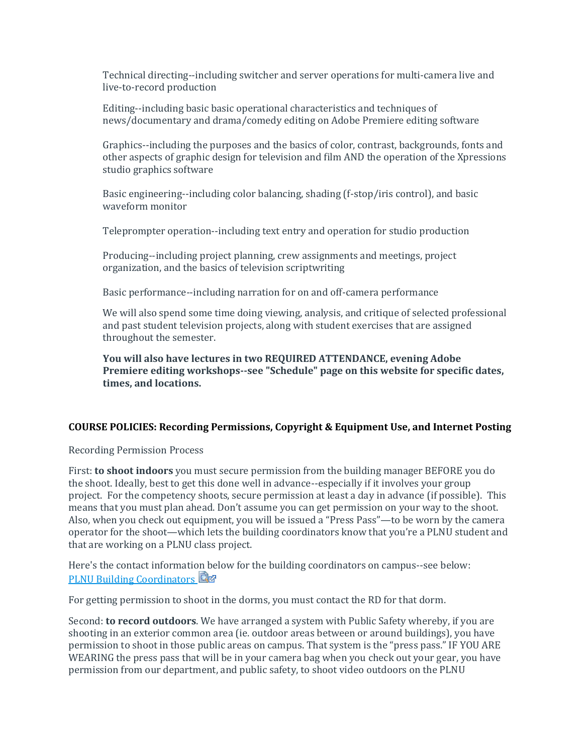Technical directing--including switcher and server operations for multi-camera live and live-to-record production

Editing--including basic basic operational characteristics and techniques of news/documentary and drama/comedy editing on Adobe Premiere editing software

Graphics--including the purposes and the basics of color, contrast, backgrounds, fonts and other aspects of graphic design for television and film AND the operation of the Xpressions studio graphics software

Basic engineering--including color balancing, shading (f-stop/iris control), and basic waveform monitor

Teleprompter operation--including text entry and operation for studio production

Producing--including project planning, crew assignments and meetings, project organization, and the basics of television scriptwriting

Basic performance--including narration for on and off-camera performance

We will also spend some time doing viewing, analysis, and critique of selected professional and past student television projects, along with student exercises that are assigned throughout the semester.

**You will also have lectures in two REQUIRED ATTENDANCE, evening Adobe Premiere editing workshops--see "Schedule" page on this website for specific dates, times, and locations.**

**COURSE POLICIES: Recording Permissions, Copyright & Equipment Use, and Internet Posting**

Recording Permission Process

First: **to shoot indoors** you must secure permission from the building manager BEFORE you do the shoot. Ideally, best to get this done well in advance--especially if it involves your group project. For the competency shoots, secure permission at least a day in advance (if possible). This means that you must plan ahead. Don't assume you can get permission on your way to the shoot. Also, when you check out equipment, you will be issued a "Press Pass"—to be worn by the camera operator for the shoot—which lets the building coordinators know that you're a PLNU student and that are working on a PLNU class project.

Here's the contact information below for the building coordinators on campus--see below: PLNU Building Coordinators

For getting permission to shoot in the dorms, you must contact the RD for that dorm.

Second: **to record outdoors**. We have arranged a system with Public Safety whereby, if you are shooting in an exterior common area (ie. outdoor areas between or around buildings), you have permission to shoot in those public areas on campus. That system is the "press pass." IF YOU ARE WEARING the press pass that will be in your camera bag when you check out your gear, you have permission from our department, and public safety, to shoot video outdoors on the PLNU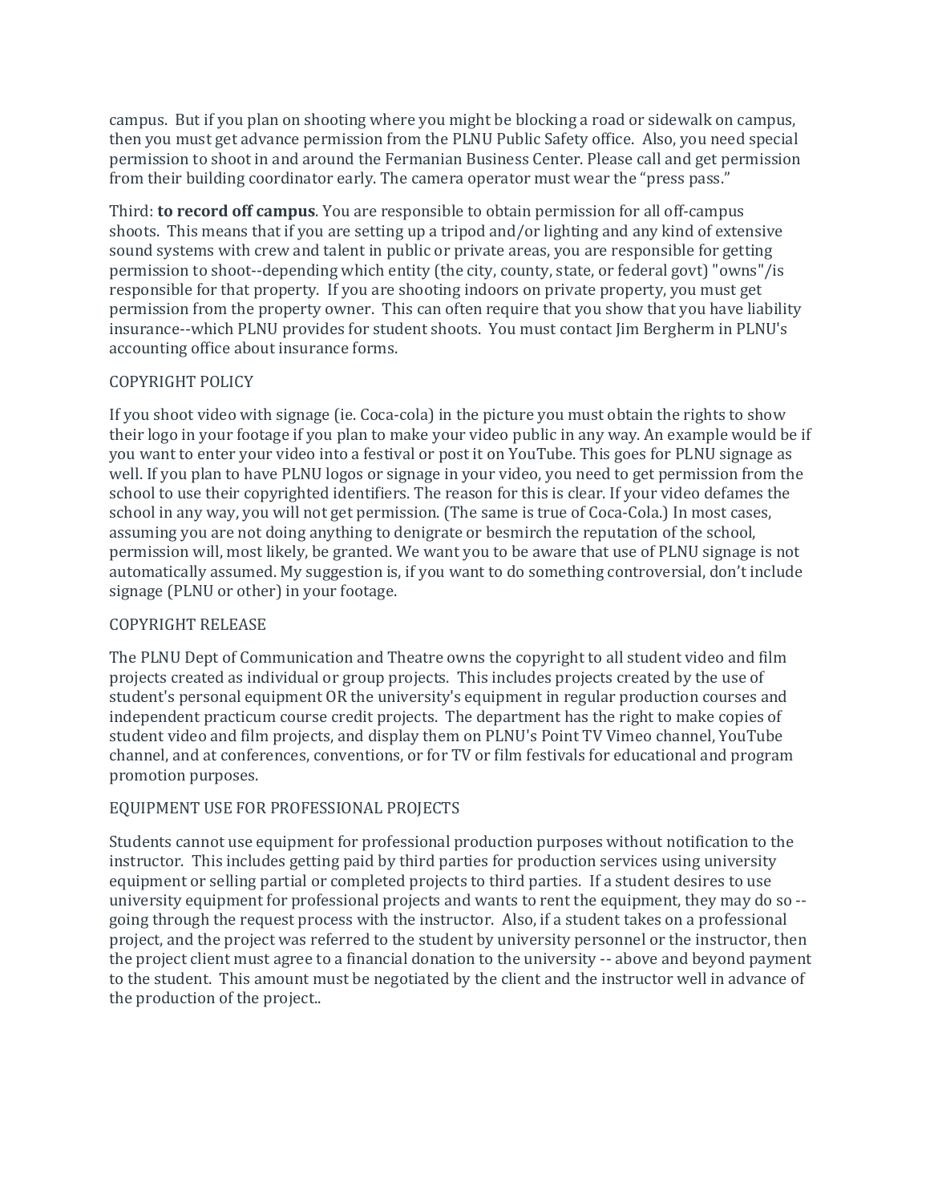campus. But if you plan on shooting where you might be blocking a road or sidewalk on campus, then you must get advance permission from the PLNU Public Safety office. Also, you need special permission to shoot in and around the Fermanian Business Center. Please call and get permission from their building coordinator early. The camera operator must wear the "press pass."

Third: **to record off campus**. You are responsible to obtain permission for all off-campus shoots. This means that if you are setting up a tripod and/or lighting and any kind of extensive sound systems with crew and talent in public or private areas, you are responsible for getting permission to shoot--depending which entity (the city, county, state, or federal govt) "owns"/is responsible for that property. If you are shooting indoors on private property, you must get permission from the property owner. This can often require that you show that you have liability insurance--which PLNU provides for student shoots. You must contact Jim Bergherm in PLNU's accounting office about insurance forms.

## COPYRIGHT POLICY

If you shoot video with signage (ie. Coca-cola) in the picture you must obtain the rights to show their logo in your footage if you plan to make your video public in any way. An example would be if you want to enter your video into a festival or post it on YouTube. This goes for PLNU signage as well. If you plan to have PLNU logos or signage in your video, you need to get permission from the school to use their copyrighted identifiers. The reason for this is clear. If your video defames the school in any way, you will not get permission. (The same is true of Coca-Cola.) In most cases, assuming you are not doing anything to denigrate or besmirch the reputation of the school, permission will, most likely, be granted. We want you to be aware that use of PLNU signage is not automatically assumed. My suggestion is, if you want to do something controversial, don't include signage (PLNU or other) in your footage.

## COPYRIGHT RELEASE

The PLNU Dept of Communication and Theatre owns the copyright to all student video and film projects created as individual or group projects. This includes projects created by the use of student's personal equipment OR the university's equipment in regular production courses and independent practicum course credit projects. The department has the right to make copies of student video and film projects, and display them on PLNU's Point TV Vimeo channel, YouTube channel, and at conferences, conventions, or for TV or film festivals for educational and program promotion purposes.

## EQUIPMENT USE FOR PROFESSIONAL PROJECTS

Students cannot use equipment for professional production purposes without notification to the instructor. This includes getting paid by third parties for production services using university equipment or selling partial or completed projects to third parties. If a student desires to use university equipment for professional projects and wants to rent the equipment, they may do so -- going through the request process with the instructor. Also, if a student takes on a professional project, and the project was referred to the student by university personnel or the instructor, then the project client must agree to a financial donation to the university -- above and beyond payment to the student. This amount must be negotiated by the client and the instructor well in advance of the production of the project..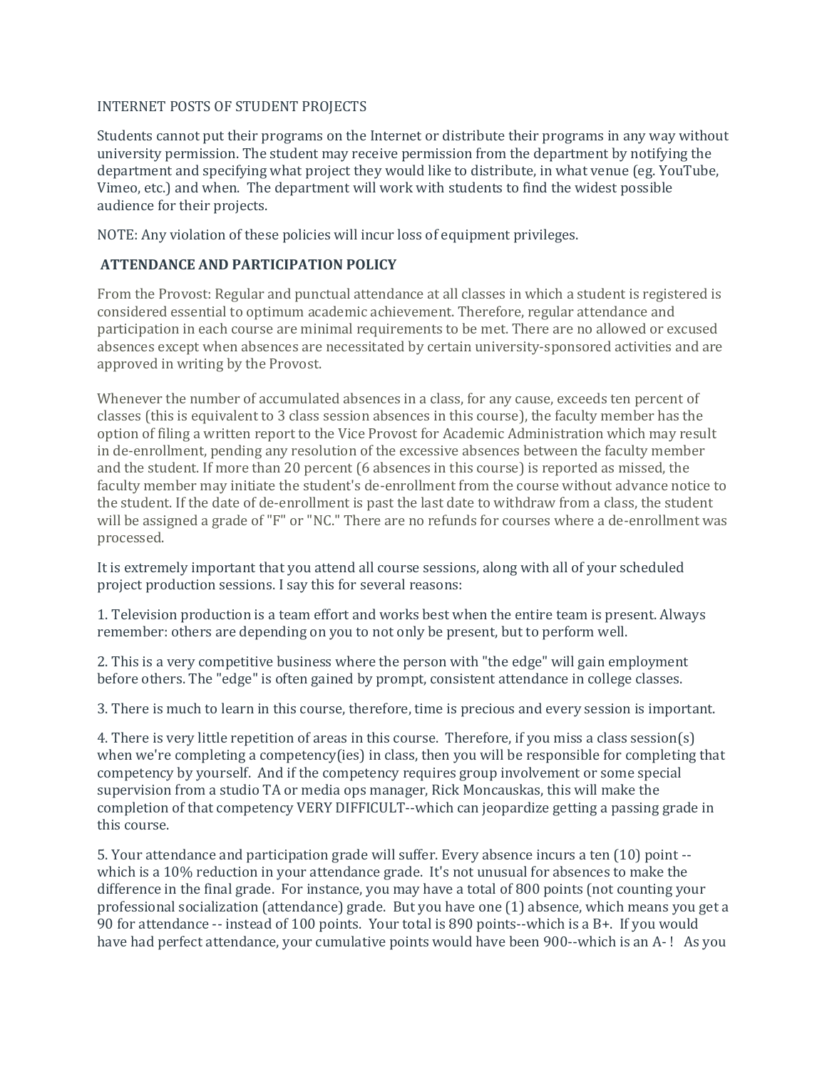INTERNET POSTS OF STUDENT PROJECTS

Students cannot put their programs on the Internet or distribute their programs in any way without university permission. The student may receive permission from the department by notifying the department and specifying what project they would like to distribute, in what venue (eg. YouTube, Vimeo, etc.) and when. The department will work with students to find the widest possible audience for their projects.

NOTE: Any violation of these policies will incur loss of equipment privileges.

## ATTENDANCE AND PARTICIPATION POLICY

From the Provost: Regular and punctual attendance at all classes in which a student is registered is considered essential to optimum academic achievement. Therefore, regular attendance and participation in each course are minimal requirements to be met. There are no allowed or excused absences except when absences are necessitated by certain university-sponsored activities and are approved in writing by the Provost.

Whenever the number of accumulated absences in a class, for any cause, exceeds ten percent of classes (this is equivalent to 3 class session absences in this course), the faculty member has the option of filing a written report to the Vice Provost for Academic Administration which may result in de-enrollment, pending any resolution of the excessive absences between the faculty member and the student. If more than 20 percent (6 absences in this course) is reported as missed, the faculty member may initiate the student's de-enrollment from the course without advance notice to the student. If the date of de-enrollment is past the last date to withdraw from a class, the student will be assigned a grade of "F" or "NC." There are no refunds for courses where a de-enrollment was processed.

It is extremely important that you attend all course sessions, along with all of your scheduled project production sessions. I say this for several reasons:

1. Television production is a team effort and works best when the entire team is present. Always remember: others are depending on you to not only be present, but to perform well.

2. This is a very competitive business where the person with "the edge" will gain employment before others. The "edge" is often gained by prompt, consistent attendance in college classes.

3. There is much to learn in this course, therefore, time is precious and every session is important.

4. There is very little repetition of areas in this course. Therefore, if you miss a class session(s) when we're completing a competency(ies) in class, then you will be responsible for completing that competency by yourself. And if the competency requires group involvement or some special supervision from a studio TA or media ops manager, Rick Moncauskas, this will make the completion of that competency VERY DIFFICULT--which can jeopardize getting a passing grade in this course.

5. Your attendance and participation grade will suffer. Every absence incurs a ten (10) point --which is a 10% reduction in your attendance grade. It's not unusual for absences to make the difference in the final grade. For instance, you may have a total of 800 points (not counting your professional socialization (attendance) grade. But you have one (1) absence, which means you get a 90 for attendance -- instead of 100 points. Your total is 890 points--which is a B+. If you would have had perfect attendance, your cumulative points would have been 900--which is an A- ! As you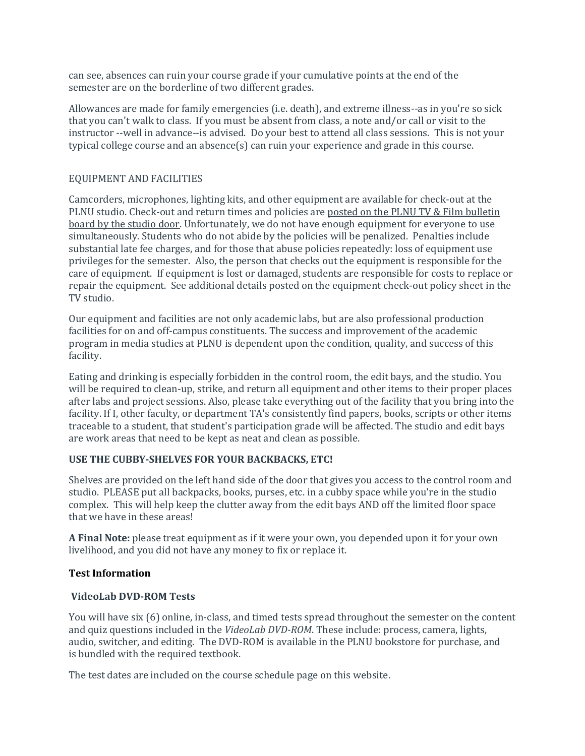can see, absences can ruin your course grade if your cumulative points at the end of the semester are on the borderline of two different grades.

Allowances are made for family emergencies (i.e. death), and extreme illness--as in you're so sick that you can't walk to class. If you must be absent from class, a note and/or call or visit to the instructor --well in advance--is advised. Do your best to attend all class sessions. This is not your typical college course and an absence(s) can ruin your experience and grade in this course.

## EQUIPMENT AND FACILITIES

Camcorders, microphones, lighting kits, and other equipment are available for check-out at the PLNU studio. Check-out and return times and policies are posted on the PLNU TV & Film bulletin board by the studio door. Unfortunately, we do not have enough equipment for everyone to use simultaneously. Students who do not abide by the policies will be penalized. Penalties include substantial late fee charges, and for those that abuse policies repeatedly: loss of equipment use privileges for the semester. Also, the person that checks out the equipment is responsible for the care of equipment. If equipment is lost or damaged, students are responsible for costs to replace or repair the equipment. See additional details posted on the equipment check-out policy sheet in the TV studio.

Our equipment and facilities are not only academic labs, but are also professional production facilities for on and off-campus constituents. The success and improvement of the academic program in media studies at PLNU is dependent upon the condition, quality, and success of this facility.

Eating and drinking is especially forbidden in the control room, the edit bays, and the studio. You will be required to clean-up, strike, and return all equipment and other items to their proper places after labs and project sessions. Also, please take everything out of the facility that you bring into the facility. If I, other faculty, or department TA's consistently find papers, books, scripts or other items traceable to a student, that student's participation grade will be affected. The studio and edit bays are work areas that need to be kept as neat and clean as possible.

**USE THE CUBBY-SHELVES FOR YOUR BACKBACKS, ETC!**

Shelves are provided on the left hand side of the door that gives you access to the control room and studio. PLEASE put all backpacks, books, purses, etc. in a cubby space while you're in the studio complex. This will help keep the clutter away from the edit bays AND off the limited floor space that we have in these areas!

**A Final Note:** please treat equipment as if it were your own, you depended upon it for your own livelihood, and you did not have any money to fix or replace it.

### Test Information

#### VideoLab DVD-ROM Tests

You will have six (6) online, in-class, and timed tests spread throughout the semester on the content and quiz questions included in the *VideoLab DVD-ROM*. These include: process, camera, lights, audio, switcher, and editing. The DVD-ROM is available in the PLNU bookstore for purchase, and is bundled with the required textbook.

The test dates are included on the course schedule page on this website.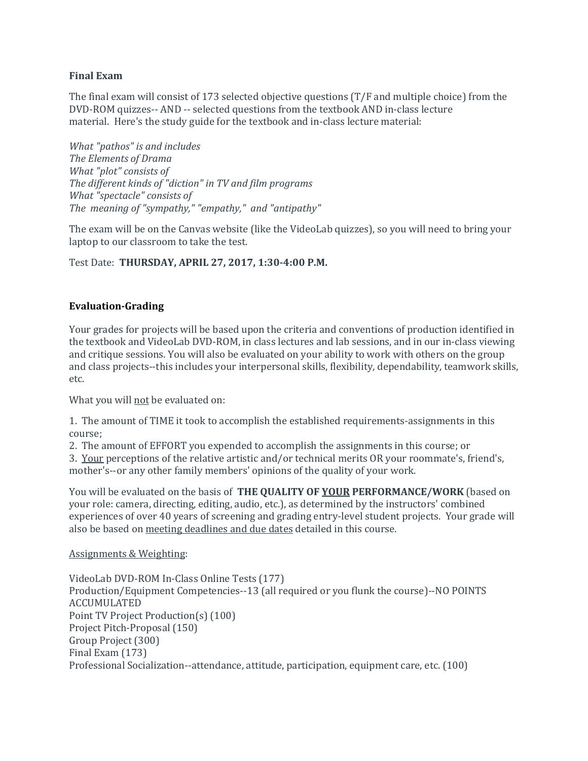**Final Exam**

The final exam will consist of 173 selected objective questions (T/F and multiple choice) from the DVD-ROM quizzes-- AND -- selected questions from the textbook AND in-class lecture material. Here's the study guide for the textbook and in-class lecture material:

*What "pathos" is and includes*
*The Elements of Drama*
*What "plot" consists of*
*The different kinds of "diction" in TV and film programs*
*What "spectacle" consists of*
*The meaning of "sympathy," "empathy," and "antipathy"*

The exam will be on the Canvas website (like the VideoLab quizzes), so you will need to bring your laptop to our classroom to take the test.

Test Date: **THURSDAY, APRIL 27, 2017, 1:30-4:00 P.M.**

**Evaluation-Grading**

Your grades for projects will be based upon the criteria and conventions of production identified in the textbook and VideoLab DVD-ROM, in class lectures and lab sessions, and in our in-class viewing and critique sessions. You will also be evaluated on your ability to work with others on the group and class projects--this includes your interpersonal skills, flexibility, dependability, teamwork skills, etc.

What you will <u>not</u> be evaluated on:

1. The amount of TIME it took to accomplish the established requirements-assignments in this course;
2. The amount of EFFORT you expended to accomplish the assignments in this course; or
3. <u>Your</u> perceptions of the relative artistic and/or technical merits OR your roommate's, friend's, mother's--or any other family members' opinions of the quality of your work.

You will be evaluated on the basis of **THE QUALITY OF <u>YOUR</u> PERFORMANCE/WORK** (based on your role: camera, directing, editing, audio, etc.), as determined by the instructors' combined experiences of over 40 years of screening and grading entry-level student projects. Your grade will also be based on <u>meeting deadlines and due dates</u> detailed in this course.

<u>Assignments & Weighting</u>:

VideoLab DVD-ROM In-Class Online Tests (177)
Production/Equipment Competencies--13 (all required or you flunk the course)--NO POINTS ACCUMULATED
Point TV Project Production(s) (100)
Project Pitch-Proposal (150)
Group Project (300)
Final Exam (173)
Professional Socialization--attendance, attitude, participation, equipment care, etc. (100)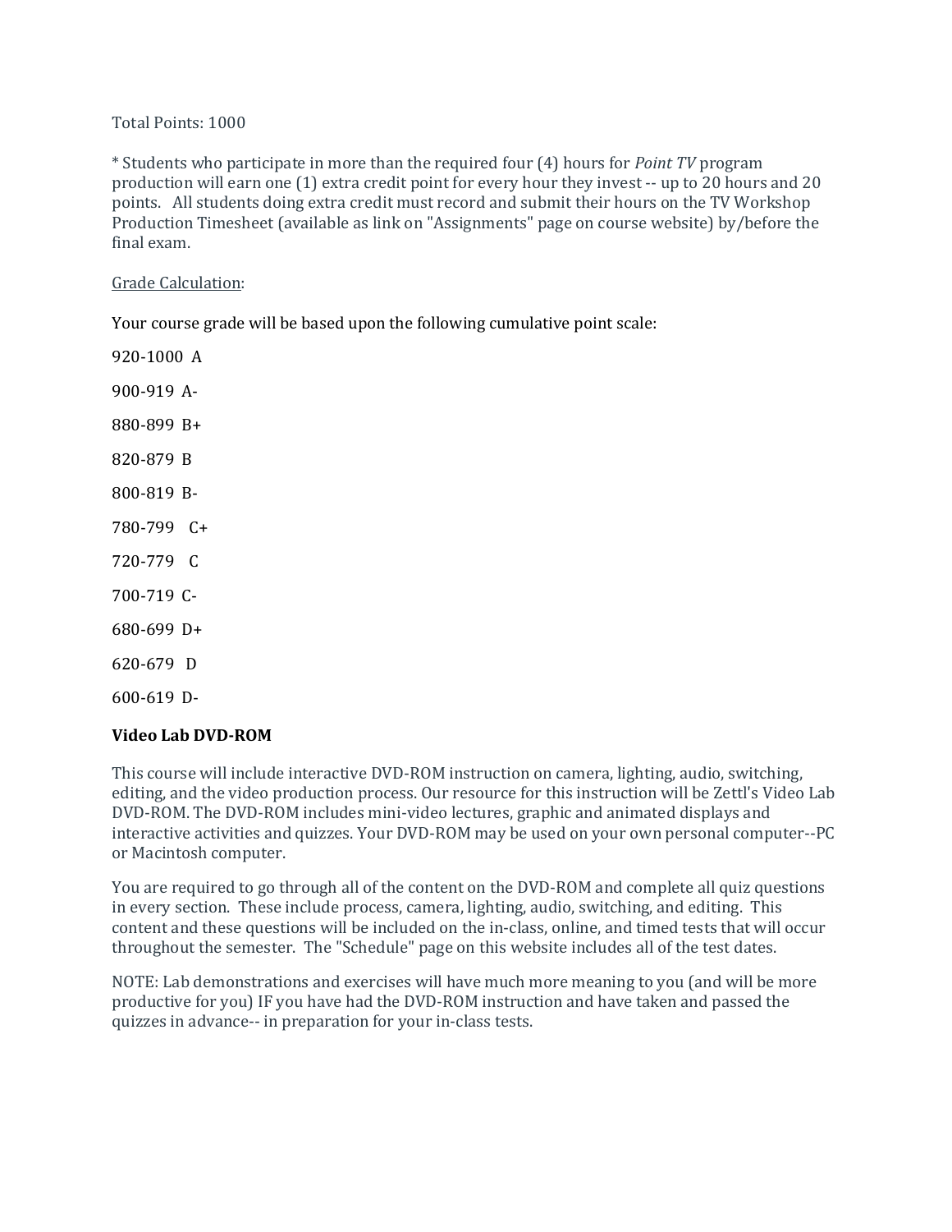Total Points: 1000

* Students who participate in more than the required four (4) hours for *Point TV* program production will earn one (1) extra credit point for every hour they invest -- up to 20 hours and 20 points. All students doing extra credit must record and submit their hours on the TV Workshop Production Timesheet (available as link on "Assignments" page on course website) by/before the final exam.

<u>Grade Calculation</u>:

Your course grade will be based upon the following cumulative point scale:

920-1000 A

900-919 A-

880-899 B+

820-879 B

800-819 B-

780-799 C+

720-779 C

700-719 C-

680-699 D+

620-679 D

600-619 D-

**Video Lab DVD-ROM**

This course will include interactive DVD-ROM instruction on camera, lighting, audio, switching, editing, and the video production process. Our resource for this instruction will be Zettl's Video Lab DVD-ROM. The DVD-ROM includes mini-video lectures, graphic and animated displays and interactive activities and quizzes. Your DVD-ROM may be used on your own personal computer--PC or Macintosh computer.

You are required to go through all of the content on the DVD-ROM and complete all quiz questions in every section. These include process, camera, lighting, audio, switching, and editing. This content and these questions will be included on the in-class, online, and timed tests that will occur throughout the semester. The "Schedule" page on this website includes all of the test dates.

NOTE: Lab demonstrations and exercises will have much more meaning to you (and will be more productive for you) IF you have had the DVD-ROM instruction and have taken and passed the quizzes in advance-- in preparation for your in-class tests.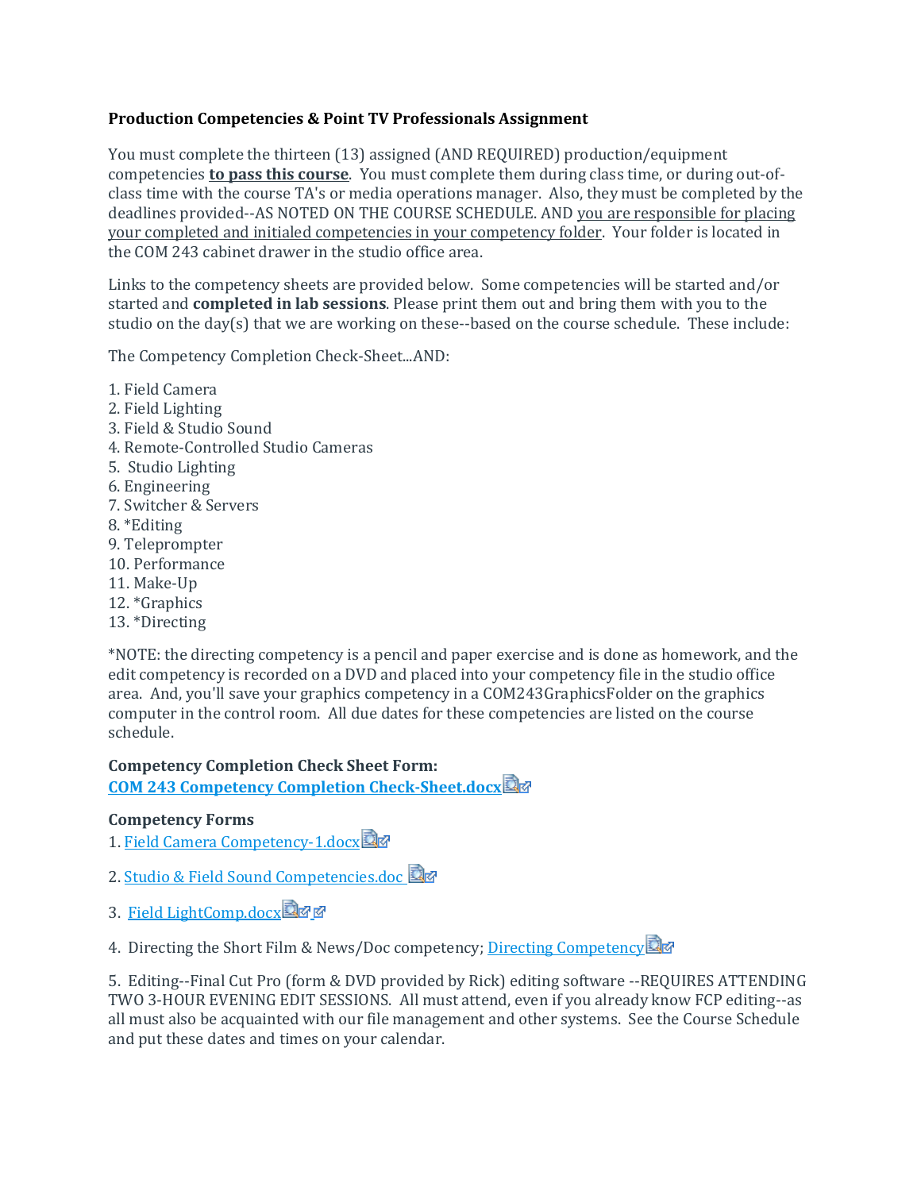**Production Competencies & Point TV Professionals Assignment**

You must complete the thirteen (13) assigned (AND REQUIRED) production/equipment competencies **to pass this course**. You must complete them during class time, or during out-of-class time with the course TA's or media operations manager. Also, they must be completed by the deadlines provided--AS NOTED ON THE COURSE SCHEDULE. AND you are responsible for placing your completed and initialed competencies in your competency folder. Your folder is located in the COM 243 cabinet drawer in the studio office area.

Links to the competency sheets are provided below. Some competencies will be started and/or started and **completed in lab sessions**. Please print them out and bring them with you to the studio on the day(s) that we are working on these--based on the course schedule. These include:

The Competency Completion Check-Sheet...AND:

1. Field Camera
2. Field Lighting
3. Field & Studio Sound
4. Remote-Controlled Studio Cameras
5. Studio Lighting
6. Engineering
7. Switcher & Servers
8. *Editing
9. Teleprompter
10. Performance
11. Make-Up
12. *Graphics
13. *Directing

*NOTE: the directing competency is a pencil and paper exercise and is done as homework, and the edit competency is recorded on a DVD and placed into your competency file in the studio office area. And, you'll save your graphics competency in a COM243GraphicsFolder on the graphics computer in the control room. All due dates for these competencies are listed on the course schedule.

**Competency Completion Check Sheet Form:**
**COM 243 Competency Completion Check-Sheet.docx**

**Competency Forms**

1. Field Camera Competency-1.docx
2. Studio & Field Sound Competencies.doc
3. Field LightComp.docx
4. Directing the Short Film & News/Doc competency; Directing Competency
5. Editing--Final Cut Pro (form & DVD provided by Rick) editing software --REQUIRES ATTENDING TWO 3-HOUR EVENING EDIT SESSIONS. All must attend, even if you already know FCP editing--as all must also be acquainted with our file management and other systems. See the Course Schedule and put these dates and times on your calendar.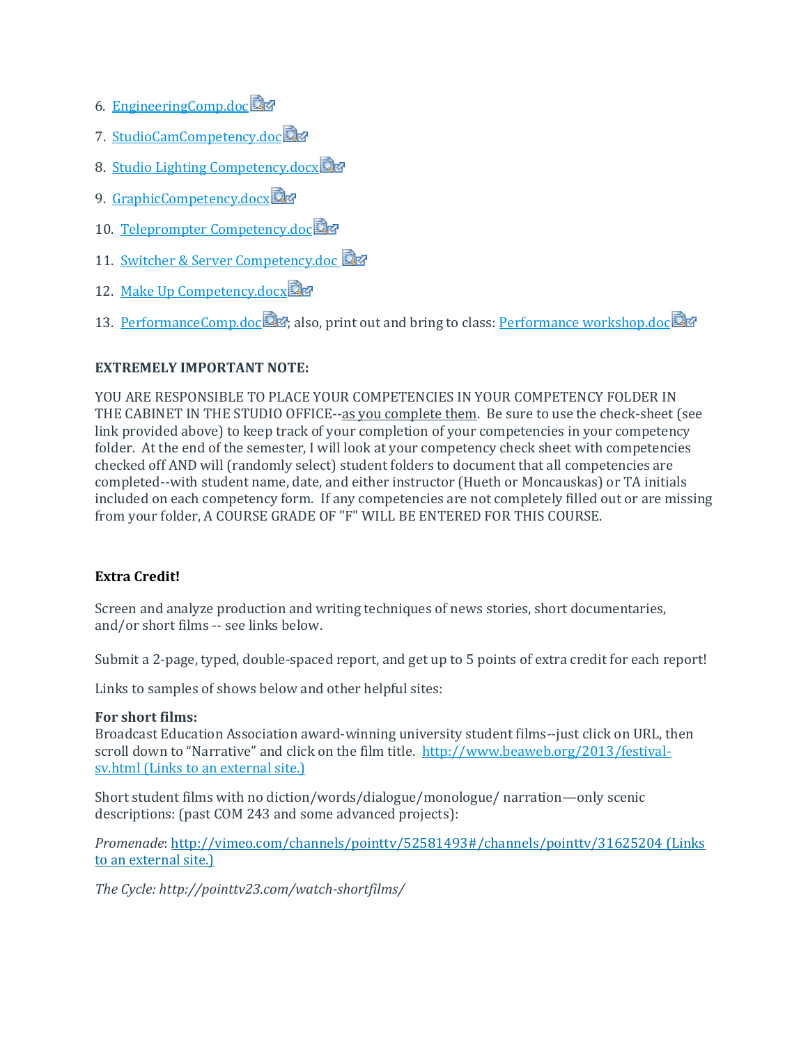6. EngineeringComp.doc
7. StudioCamCompetency.doc
8. Studio Lighting Competency.docx
9. GraphicCompetency.docx
10. Teleprompter Competency.doc
11. Switcher & Server Competency.doc
12. Make Up Competency.docx
13. PerformanceComp.doc; also, print out and bring to class: Performance workshop.doc

**EXTREMELY IMPORTANT NOTE:**

YOU ARE RESPONSIBLE TO PLACE YOUR COMPETENCIES IN YOUR COMPETENCY FOLDER IN THE CABINET IN THE STUDIO OFFICE--as you complete them. Be sure to use the check-sheet (see link provided above) to keep track of your completion of your competencies in your competency folder. At the end of the semester, I will look at your competency check sheet with competencies checked off AND will (randomly select) student folders to document that all competencies are completed--with student name, date, and either instructor (Hueth or Moncauskas) or TA initials included on each competency form. If any competencies are not completely filled out or are missing from your folder, A COURSE GRADE OF "F" WILL BE ENTERED FOR THIS COURSE.

**Extra Credit!**

Screen and analyze production and writing techniques of news stories, short documentaries, and/or short films -- see links below.

Submit a 2-page, typed, double-spaced report, and get up to 5 points of extra credit for each report!

Links to samples of shows below and other helpful sites:

**For short films:**
Broadcast Education Association award-winning university student films--just click on URL, then scroll down to "Narrative" and click on the film title. http://www.beaweb.org/2013/festival-sv.html (Links to an external site.)

Short student films with no diction/words/dialogue/monologue/ narration—only scenic descriptions: (past COM 243 and some advanced projects):

*Promenade*: http://vimeo.com/channels/pointtv/52581493#/channels/pointtv/31625204 (Links to an external site.)

*The Cycle: http://pointtv23.com/watch-shortfilms/*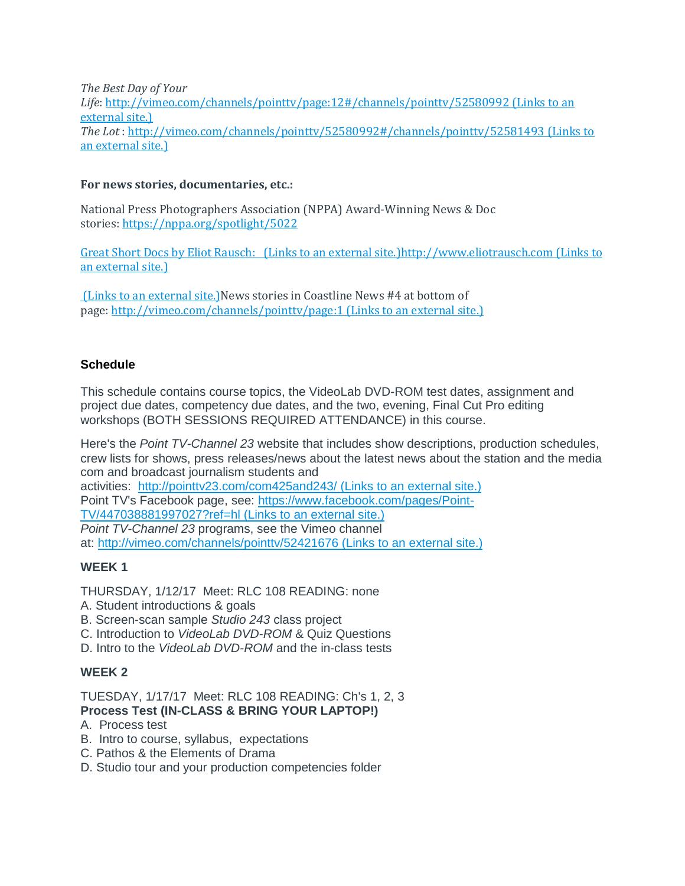*The Best Day of Your Life*: http://vimeo.com/channels/pointtv/page:12#/channels/pointtv/52580992 (Links to an external site.)
*The Lot* : http://vimeo.com/channels/pointtv/52580992#/channels/pointtv/52581493 (Links to an external site.)

**For news stories, documentaries, etc.:**

National Press Photographers Association (NPPA) Award-Winning News & Doc stories: https://nppa.org/spotlight/5022

Great Short Docs by Eliot Rausch: (Links to an external site.)http://www.eliotrausch.com (Links to an external site.)

(Links to an external site.)News stories in Coastline News #4 at bottom of page: http://vimeo.com/channels/pointtv/page:1 (Links to an external site.)

## Schedule

This schedule contains course topics, the VideoLab DVD-ROM test dates, assignment and project due dates, competency due dates, and the two, evening, Final Cut Pro editing workshops (BOTH SESSIONS REQUIRED ATTENDANCE) in this course.

Here's the *Point TV-Channel 23* website that includes show descriptions, production schedules, crew lists for shows, press releases/news about the latest news about the station and the media com and broadcast journalism students and activities: http://pointtv23.com/com425and243/ (Links to an external site.)
Point TV's Facebook page, see: https://www.facebook.com/pages/Point-TV/447038881997027?ref=hl (Links to an external site.)
*Point TV-Channel 23* programs, see the Vimeo channel at: http://vimeo.com/channels/pointtv/52421676 (Links to an external site.)

### WEEK 1

THURSDAY, 1/12/17 Meet: RLC 108 READING: none
A. Student introductions & goals
B. Screen-scan sample *Studio 243* class project
C. Introduction to *VideoLab DVD-ROM* & Quiz Questions
D. Intro to the *VideoLab DVD-ROM* and the in-class tests

### WEEK 2

TUESDAY, 1/17/17 Meet: RLC 108 READING: Ch's 1, 2, 3
**Process Test (IN-CLASS & BRING YOUR LAPTOP!)**
A. Process test
B. Intro to course, syllabus, expectations
C. Pathos & the Elements of Drama
D. Studio tour and your production competencies folder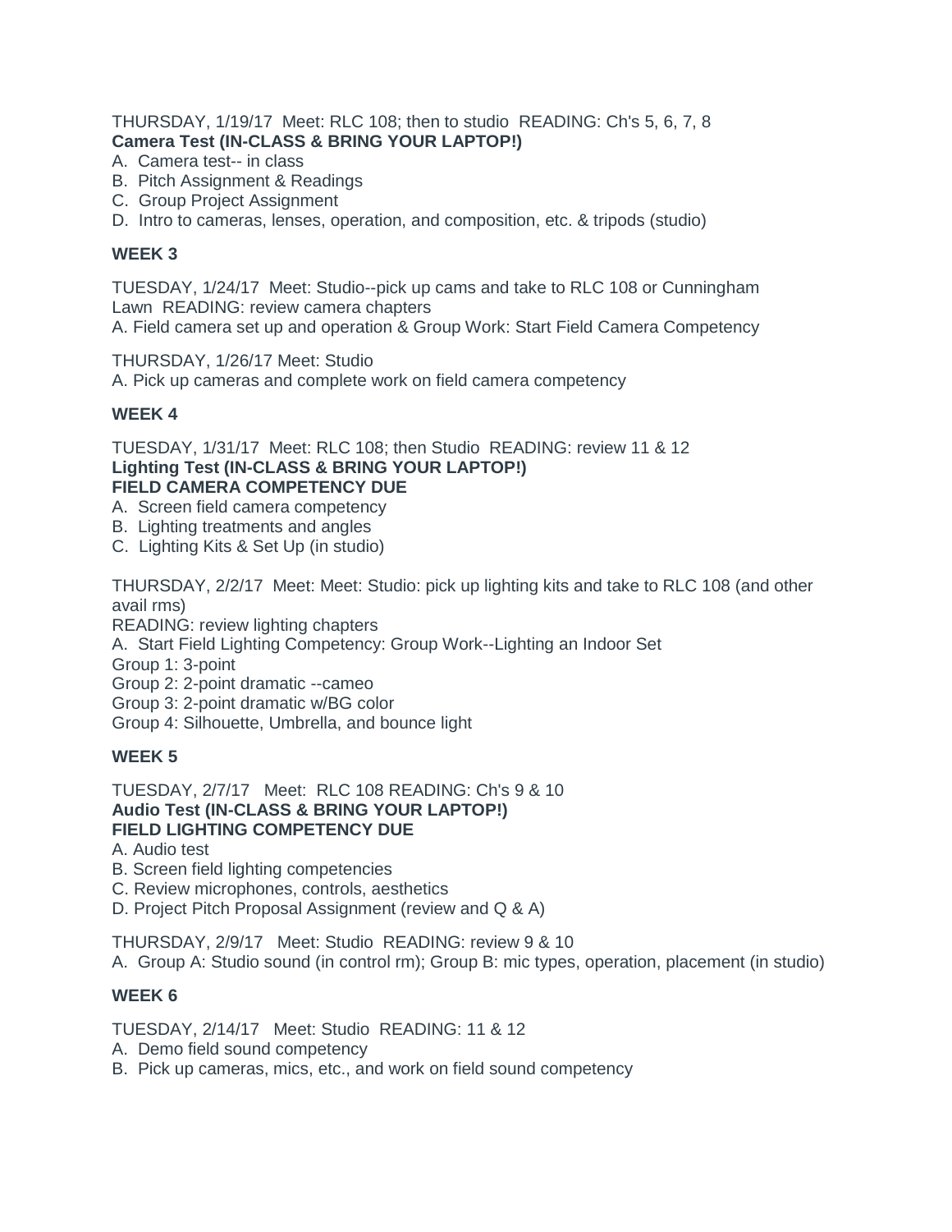THURSDAY, 1/19/17  Meet: RLC 108; then to studio  READING: Ch's 5, 6, 7, 8
**Camera Test (IN-CLASS & BRING YOUR LAPTOP!)**

A. Camera test-- in class
B. Pitch Assignment & Readings
C. Group Project Assignment
D. Intro to cameras, lenses, operation, and composition, etc. & tripods (studio)

**WEEK 3**

TUESDAY, 1/24/17  Meet: Studio--pick up cams and take to RLC 108 or Cunningham Lawn  READING: review camera chapters
A. Field camera set up and operation & Group Work: Start Field Camera Competency

THURSDAY, 1/26/17 Meet: Studio
A. Pick up cameras and complete work on field camera competency

**WEEK 4**

TUESDAY, 1/31/17  Meet: RLC 108; then Studio  READING: review 11 & 12
**Lighting Test (IN-CLASS & BRING YOUR LAPTOP!)**
**FIELD CAMERA COMPETENCY DUE**

A. Screen field camera competency
B. Lighting treatments and angles
C. Lighting Kits & Set Up (in studio)

THURSDAY, 2/2/17  Meet: Meet: Studio: pick up lighting kits and take to RLC 108 (and other avail rms)
READING: review lighting chapters
A. Start Field Lighting Competency: Group Work--Lighting an Indoor Set
Group 1: 3-point
Group 2: 2-point dramatic --cameo
Group 3: 2-point dramatic w/BG color
Group 4: Silhouette, Umbrella, and bounce light

**WEEK 5**

TUESDAY, 2/7/17   Meet:  RLC 108 READING: Ch's 9 & 10
**Audio Test (IN-CLASS & BRING YOUR LAPTOP!)**
**FIELD LIGHTING COMPETENCY DUE**

A. Audio test
B. Screen field lighting competencies
C. Review microphones, controls, aesthetics
D. Project Pitch Proposal Assignment (review and Q & A)

THURSDAY, 2/9/17   Meet: Studio  READING: review 9 & 10
A.  Group A: Studio sound (in control rm); Group B: mic types, operation, placement (in studio)

**WEEK 6**

TUESDAY, 2/14/17   Meet: Studio  READING: 11 & 12
A.  Demo field sound competency
B.  Pick up cameras, mics, etc., and work on field sound competency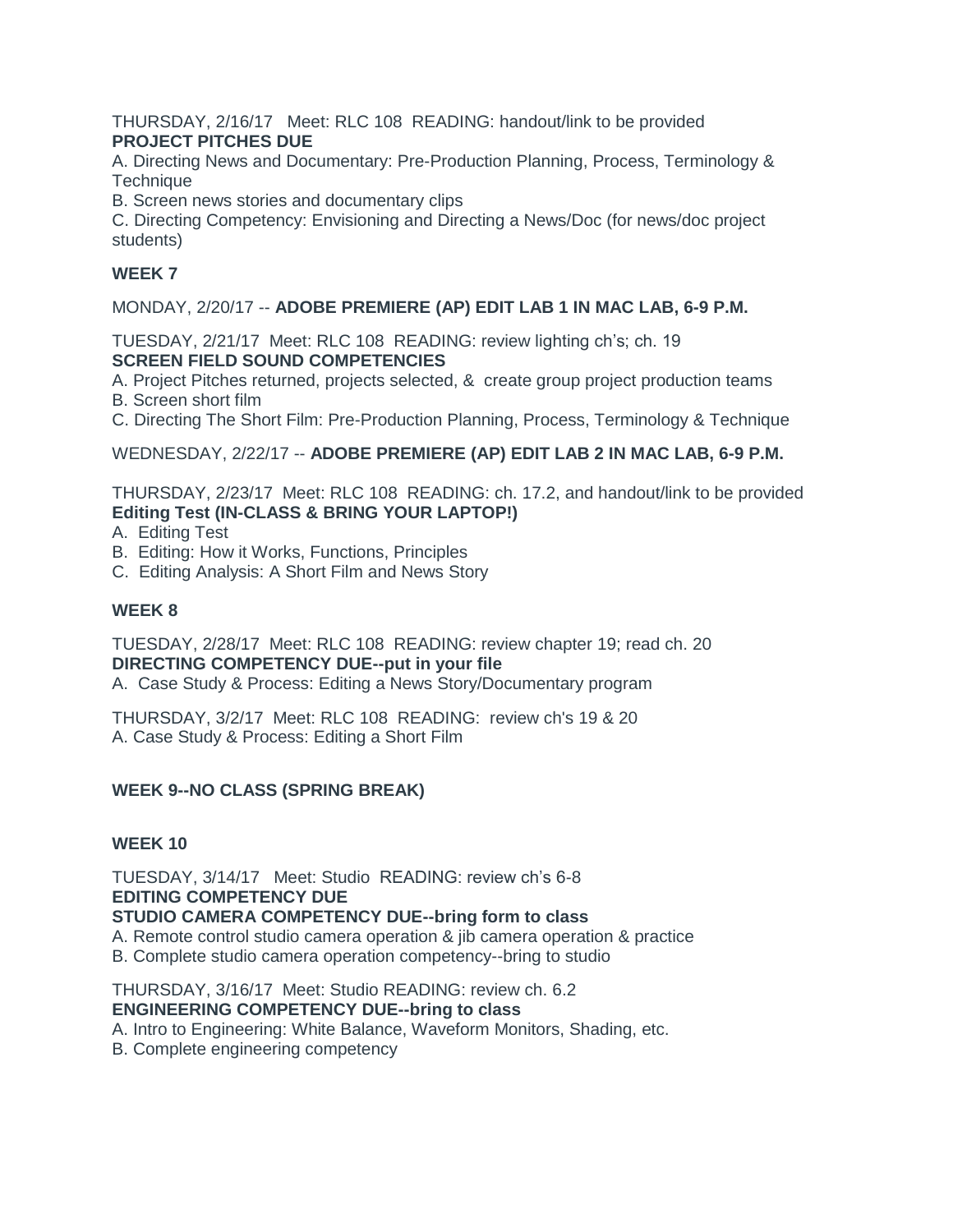THURSDAY, 2/16/17 Meet: RLC 108 READING: handout/link to be provided
**PROJECT PITCHES DUE**
A. Directing News and Documentary: Pre-Production Planning, Process, Terminology & Technique
B. Screen news stories and documentary clips
C. Directing Competency: Envisioning and Directing a News/Doc (for news/doc project students)

**WEEK 7**

MONDAY, 2/20/17 -- **ADOBE PREMIERE (AP) EDIT LAB 1 IN MAC LAB, 6-9 P.M.**

TUESDAY, 2/21/17 Meet: RLC 108 READING: review lighting ch's; ch. 19
**SCREEN FIELD SOUND COMPETENCIES**
A. Project Pitches returned, projects selected, & create group project production teams
B. Screen short film
C. Directing The Short Film: Pre-Production Planning, Process, Terminology & Technique

WEDNESDAY, 2/22/17 -- **ADOBE PREMIERE (AP) EDIT LAB 2 IN MAC LAB, 6-9 P.M.**

THURSDAY, 2/23/17 Meet: RLC 108 READING: ch. 17.2, and handout/link to be provided
**Editing Test (IN-CLASS & BRING YOUR LAPTOP!)**
A. Editing Test
B. Editing: How it Works, Functions, Principles
C. Editing Analysis: A Short Film and News Story

**WEEK 8**

TUESDAY, 2/28/17 Meet: RLC 108 READING: review chapter 19; read ch. 20
**DIRECTING COMPETENCY DUE--put in your file**
A. Case Study & Process: Editing a News Story/Documentary program

THURSDAY, 3/2/17 Meet: RLC 108 READING: review ch's 19 & 20
A. Case Study & Process: Editing a Short Film

**WEEK 9--NO CLASS (SPRING BREAK)**

**WEEK 10**

TUESDAY, 3/14/17 Meet: Studio READING: review ch's 6-8
**EDITING COMPETENCY DUE**
**STUDIO CAMERA COMPETENCY DUE--bring form to class**
A. Remote control studio camera operation & jib camera operation & practice
B. Complete studio camera operation competency--bring to studio

THURSDAY, 3/16/17 Meet: Studio READING: review ch. 6.2
**ENGINEERING COMPETENCY DUE--bring to class**
A. Intro to Engineering: White Balance, Waveform Monitors, Shading, etc.
B. Complete engineering competency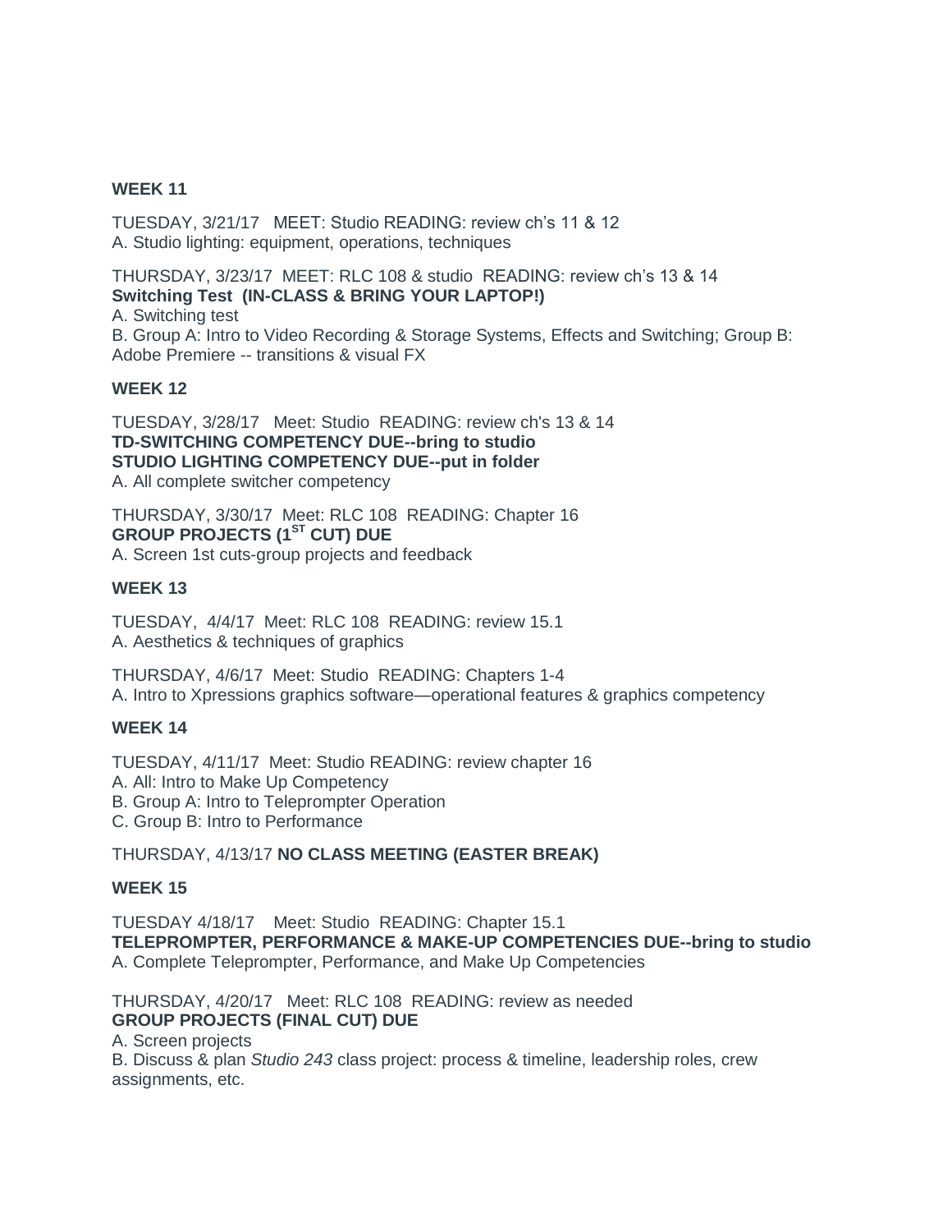**WEEK 11**

TUESDAY, 3/21/17 MEET: Studio READING: review ch's 11 & 12
A. Studio lighting: equipment, operations, techniques

THURSDAY, 3/23/17 MEET: RLC 108 & studio READING: review ch's 13 & 14
**Switching Test (IN-CLASS & BRING YOUR LAPTOP!)**
A. Switching test
B. Group A: Intro to Video Recording & Storage Systems, Effects and Switching; Group B: Adobe Premiere -- transitions & visual FX

**WEEK 12**

TUESDAY, 3/28/17 Meet: Studio READING: review ch's 13 & 14
**TD-SWITCHING COMPETENCY DUE--bring to studio**
**STUDIO LIGHTING COMPETENCY DUE--put in folder**
A. All complete switcher competency

THURSDAY, 3/30/17 Meet: RLC 108 READING: Chapter 16
**GROUP PROJECTS (1ST CUT) DUE**
A. Screen 1st cuts-group projects and feedback

**WEEK 13**

TUESDAY, 4/4/17 Meet: RLC 108 READING: review 15.1
A. Aesthetics & techniques of graphics

THURSDAY, 4/6/17 Meet: Studio READING: Chapters 1-4
A. Intro to Xpressions graphics software—operational features & graphics competency

**WEEK 14**

TUESDAY, 4/11/17 Meet: Studio READING: review chapter 16
A. All: Intro to Make Up Competency
B. Group A: Intro to Teleprompter Operation
C. Group B: Intro to Performance

THURSDAY, 4/13/17 **NO CLASS MEETING (EASTER BREAK)**

**WEEK 15**

TUESDAY 4/18/17 Meet: Studio READING: Chapter 15.1
**TELEPROMPTER, PERFORMANCE & MAKE-UP COMPETENCIES DUE--bring to studio**
A. Complete Teleprompter, Performance, and Make Up Competencies

THURSDAY, 4/20/17 Meet: RLC 108 READING: review as needed
**GROUP PROJECTS (FINAL CUT) DUE**
A. Screen projects
B. Discuss & plan *Studio 243* class project: process & timeline, leadership roles, crew assignments, etc.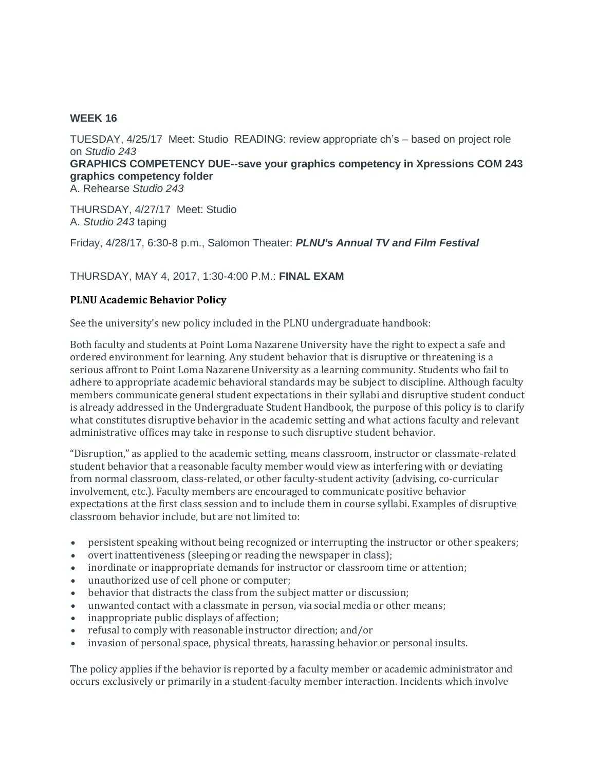**WEEK 16**

TUESDAY, 4/25/17 Meet: Studio READING: review appropriate ch's – based on project role on *Studio 243*

**GRAPHICS COMPETENCY DUE--save your graphics competency in Xpressions COM 243 graphics competency folder**

A. Rehearse *Studio 243*

THURSDAY, 4/27/17 Meet: Studio

A. *Studio 243* taping

Friday, 4/28/17, 6:30-8 p.m., Salomon Theater: ***PLNU's Annual TV and Film Festival***

THURSDAY, MAY 4, 2017, 1:30-4:00 P.M.: **FINAL EXAM**

**PLNU Academic Behavior Policy**

See the university's new policy included in the PLNU undergraduate handbook:

Both faculty and students at Point Loma Nazarene University have the right to expect a safe and ordered environment for learning. Any student behavior that is disruptive or threatening is a serious affront to Point Loma Nazarene University as a learning community. Students who fail to adhere to appropriate academic behavioral standards may be subject to discipline. Although faculty members communicate general student expectations in their syllabi and disruptive student conduct is already addressed in the Undergraduate Student Handbook, the purpose of this policy is to clarify what constitutes disruptive behavior in the academic setting and what actions faculty and relevant administrative offices may take in response to such disruptive student behavior.

"Disruption," as applied to the academic setting, means classroom, instructor or classmate-related student behavior that a reasonable faculty member would view as interfering with or deviating from normal classroom, class-related, or other faculty-student activity (advising, co-curricular involvement, etc.). Faculty members are encouraged to communicate positive behavior expectations at the first class session and to include them in course syllabi. Examples of disruptive classroom behavior include, but are not limited to:

- persistent speaking without being recognized or interrupting the instructor or other speakers;
- overt inattentiveness (sleeping or reading the newspaper in class);
- inordinate or inappropriate demands for instructor or classroom time or attention;
- unauthorized use of cell phone or computer;
- behavior that distracts the class from the subject matter or discussion;
- unwanted contact with a classmate in person, via social media or other means;
- inappropriate public displays of affection;
- refusal to comply with reasonable instructor direction; and/or
- invasion of personal space, physical threats, harassing behavior or personal insults.

The policy applies if the behavior is reported by a faculty member or academic administrator and occurs exclusively or primarily in a student-faculty member interaction. Incidents which involve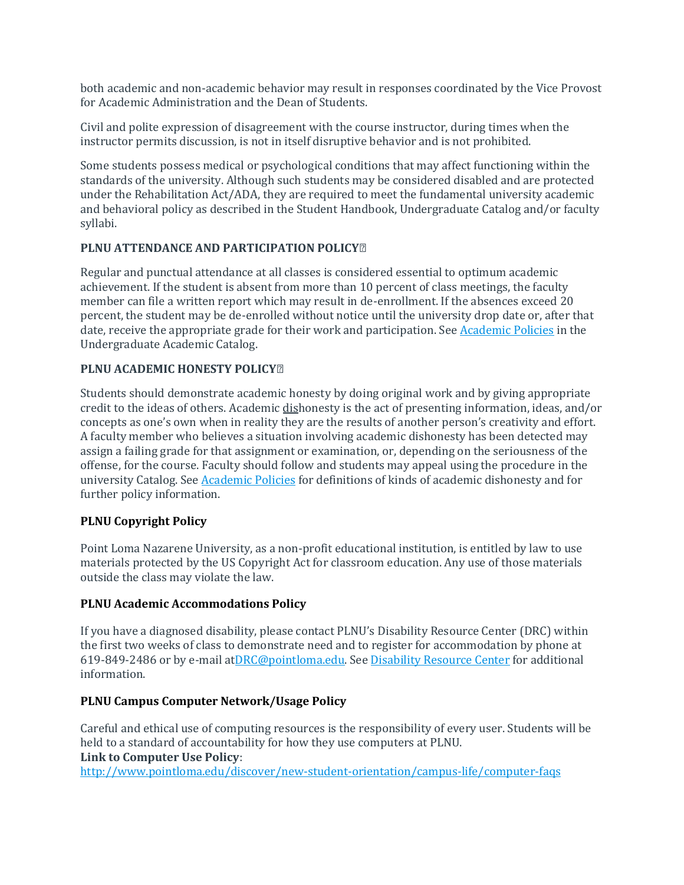both academic and non-academic behavior may result in responses coordinated by the Vice Provost for Academic Administration and the Dean of Students.

Civil and polite expression of disagreement with the course instructor, during times when the instructor permits discussion, is not in itself disruptive behavior and is not prohibited.

Some students possess medical or psychological conditions that may affect functioning within the standards of the university. Although such students may be considered disabled and are protected under the Rehabilitation Act/ADA, they are required to meet the fundamental university academic and behavioral policy as described in the Student Handbook, Undergraduate Catalog and/or faculty syllabi.

**PLNU ATTENDANCE AND PARTICIPATION POLICY**

Regular and punctual attendance at all classes is considered essential to optimum academic achievement. If the student is absent from more than 10 percent of class meetings, the faculty member can file a written report which may result in de-enrollment. If the absences exceed 20 percent, the student may be de-enrolled without notice until the university drop date or, after that date, receive the appropriate grade for their work and participation. See Academic Policies in the Undergraduate Academic Catalog.

**PLNU ACADEMIC HONESTY POLICY**

Students should demonstrate academic honesty by doing original work and by giving appropriate credit to the ideas of others. Academic dishonesty is the act of presenting information, ideas, and/or concepts as one's own when in reality they are the results of another person's creativity and effort. A faculty member who believes a situation involving academic dishonesty has been detected may assign a failing grade for that assignment or examination, or, depending on the seriousness of the offense, for the course. Faculty should follow and students may appeal using the procedure in the university Catalog. See Academic Policies for definitions of kinds of academic dishonesty and for further policy information.

**PLNU Copyright Policy**

Point Loma Nazarene University, as a non-profit educational institution, is entitled by law to use materials protected by the US Copyright Act for classroom education. Any use of those materials outside the class may violate the law.

**PLNU Academic Accommodations Policy**

If you have a diagnosed disability, please contact PLNU's Disability Resource Center (DRC) within the first two weeks of class to demonstrate need and to register for accommodation by phone at 619-849-2486 or by e-mail atDRC@pointloma.edu. See Disability Resource Center for additional information.

**PLNU Campus Computer Network/Usage Policy**

Careful and ethical use of computing resources is the responsibility of every user. Students will be held to a standard of accountability for how they use computers at PLNU.
**Link to Computer Use Policy**:
http://www.pointloma.edu/discover/new-student-orientation/campus-life/computer-faqs